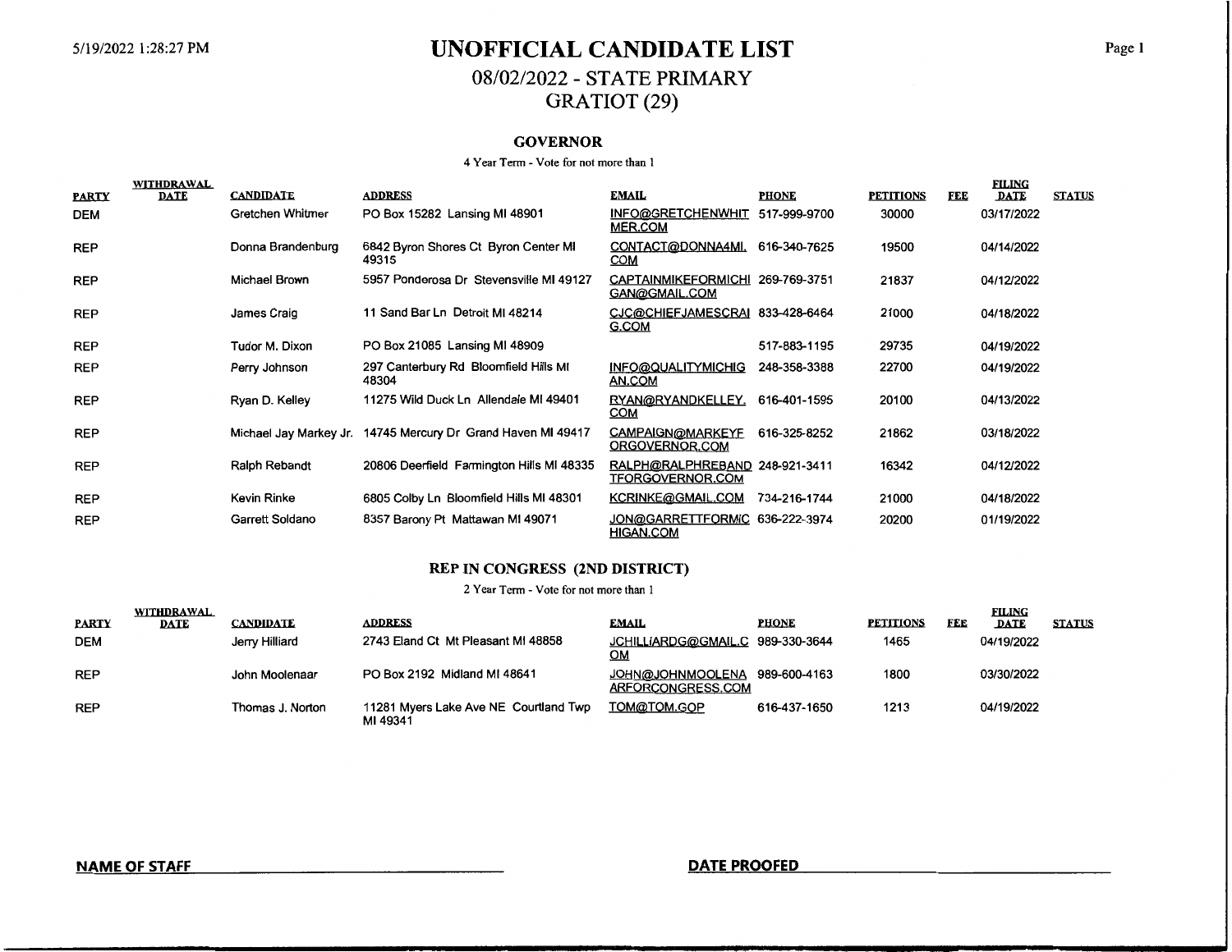# UNOFFICIAL CANDIDATE LIST

## 08/02/2022 - STATE PRIMARY

## GRATIOT (29)

### GOVERNOR

4 Year Term - Vote for not more than 1

| PARTY | WITHDRAWAL DATE | CANDIDATE | ADDRESS | EMAIL | PHONE | PETITIONS | FEE | FILING DATE | STATUS |
|---|---|---|---|---|---|---|---|---|---|
| DEM | | Gretchen Whitmer | PO Box 15282 Lansing MI 48901 | INFO@GRETCHENWHITMER.COM | 517-999-9700 | 30000 | | 03/17/2022 | |
| REP | | Donna Brandenburg | 6842 Byron Shores Ct Byron Center MI 49315 | CONTACT@DONNA4MI.COM | 616-340-7625 | 19500 | | 04/14/2022 | |
| REP | | Michael Brown | 5957 Ponderosa Dr Stevensville MI 49127 | CAPTAINMIKEFORMICHIGAN@GMAIL.COM | 269-769-3751 | 21837 | | 04/12/2022 | |
| REP | | James Craig | 11 Sand Bar Ln Detroit MI 48214 | CJC@CHIEFJAMESCRAIG.COM | 833-428-6464 | 21000 | | 04/18/2022 | |
| REP | | Tudor M. Dixon | PO Box 21085 Lansing MI 48909 | | 517-883-1195 | 29735 | | 04/19/2022 | |
| REP | | Perry Johnson | 297 Canterbury Rd Bloomfield Hills MI 48304 | INFO@QUALITYMICHIGAN.COM | 248-358-3388 | 22700 | | 04/19/2022 | |
| REP | | Ryan D. Kelley | 11275 Wild Duck Ln Allendale MI 49401 | RYAN@RYANDKELLEY.COM | 616-401-1595 | 20100 | | 04/13/2022 | |
| REP | | Michael Jay Markey Jr. | 14745 Mercury Dr Grand Haven MI 49417 | CAMPAIGN@MARKEYFORGOVERNOR.COM | 616-325-8252 | 21862 | | 03/18/2022 | |
| REP | | Ralph Rebandt | 20806 Deerfield Farmington Hills MI 48335 | RALPH@RALPHREBANDTFORGOVERNOR.COM | 248-921-3411 | 16342 | | 04/12/2022 | |
| REP | | Kevin Rinke | 6805 Colby Ln Bloomfield Hills MI 48301 | KCRINKE@GMAIL.COM | 734-216-1744 | 21000 | | 04/18/2022 | |
| REP | | Garrett Soldano | 8357 Barony Pt Mattawan MI 49071 | JON@GARRETTFORMICHIGAN.COM | 636-222-3974 | 20200 | | 01/19/2022 | |

### REP IN CONGRESS (2ND DISTRICT)

2 Year Term - Vote for not more than 1

| PARTY | WITHDRAWAL DATE | CANDIDATE | ADDRESS | EMAIL | PHONE | PETITIONS | FEE | FILING DATE | STATUS |
|---|---|---|---|---|---|---|---|---|---|
| DEM | | Jerry Hilliard | 2743 Eland Ct Mt Pleasant MI 48858 | JCHILLIARDG@GMAIL.COM | 989-330-3644 | 1465 | | 04/19/2022 | |
| REP | | John Moolenaar | PO Box 2192 Midland MI 48641 | JOHN@JOHNMOOLENAARFORCONGRESS.COM | 989-600-4163 | 1800 | | 03/30/2022 | |
| REP | | Thomas J. Norton | 11281 Myers Lake Ave NE Courtland Twp MI 49341 | TOM@TOM.GOP | 616-437-1650 | 1213 | | 04/19/2022 | |

**NAME OF STAFF** ____________________ **DATE PROOFED** ____________________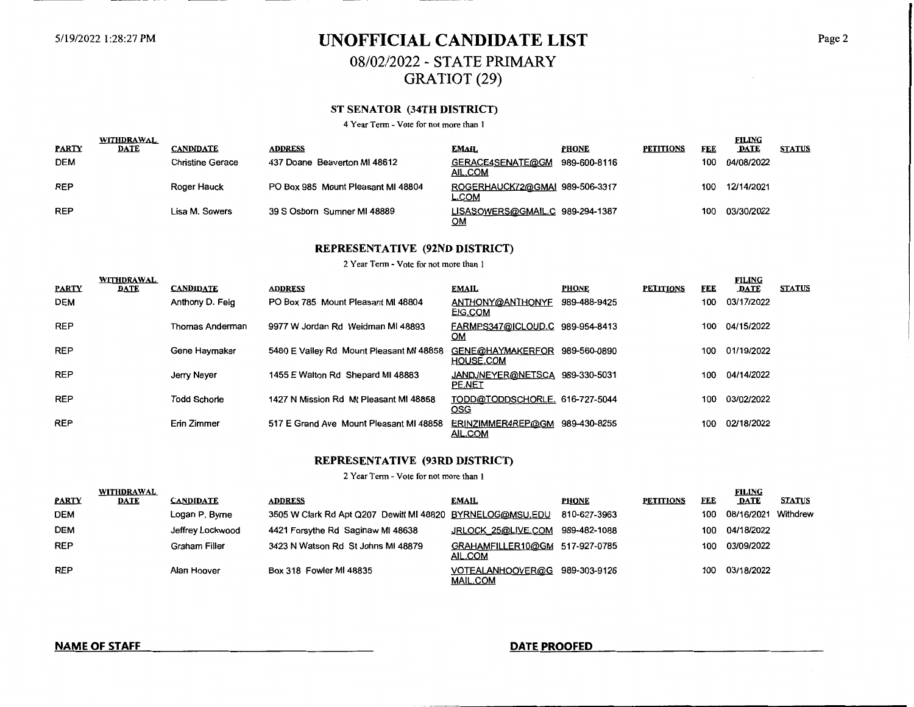# UNOFFICIAL CANDIDATE LIST

## 08/02/2022 - STATE PRIMARY

## GRATIOT (29)

### ST SENATOR (34TH DISTRICT)

4 Year Term - Vote for not more than 1

| PARTY | WITHDRAWAL DATE | CANDIDATE | ADDRESS | EMAIL | PHONE | PETITIONS | FEE | FILING DATE | STATUS |
|---|---|---|---|---|---|---|---|---|---|
| DEM | | Christine Gerace | 437 Doane Beaverton MI 48612 | GERACE4SENATE@GMAIL.COM | 989-600-8116 | | 100 | 04/08/2022 | |
| REP | | Roger Hauck | PO Box 985 Mount Pleasant MI 48804 | ROGERHAUCK72@GMAIL.COM | 989-506-3317 | | 100 | 12/14/2021 | |
| REP | | Lisa M. Sowers | 39 S Osborn Sumner MI 48889 | LISASOWERS@GMAIL.COM | 989-294-1387 | | 100 | 03/30/2022 | |

### REPRESENTATIVE (92ND DISTRICT)

2 Year Term - Vote for not more than 1

| PARTY | WITHDRAWAL DATE | CANDIDATE | ADDRESS | EMAIL | PHONE | PETITIONS | FEE | FILING DATE | STATUS |
|---|---|---|---|---|---|---|---|---|---|
| DEM | | Anthony D. Feig | PO Box 785 Mount Pleasant MI 48804 | ANTHONY@ANTHONYFEIG.COM | 989-488-9425 | | 100 | 03/17/2022 | |
| REP | | Thomas Anderman | 9977 W Jordan Rd Weidman MI 48893 | FARMPS347@ICLOUD.COM | 989-954-8413 | | 100 | 04/15/2022 | |
| REP | | Gene Haymaker | 5480 E Valley Rd Mount Pleasant MI 48858 | GENE@HAYMAKERFORHOUSE.COM | 989-560-0890 | | 100 | 01/19/2022 | |
| REP | | Jerry Neyer | 1455 E Walton Rd Shepard MI 48883 | JANDJNEYER@NETSCAPE.NET | 989-330-5031 | | 100 | 04/14/2022 | |
| REP | | Todd Schorle | 1427 N Mission Rd Mt Pleasant MI 48858 | TODD@TODDSCHORLE.OSG | 616-727-5044 | | 100 | 03/02/2022 | |
| REP | | Erin Zimmer | 517 E Grand Ave Mount Pleasant MI 48858 | ERINZIMMER4REP@GMAIL.COM | 989-430-8255 | | 100 | 02/18/2022 | |

### REPRESENTATIVE (93RD DISTRICT)

2 Year Term - Vote for not more than 1

| PARTY | WITHDRAWAL DATE | CANDIDATE | ADDRESS | EMAIL | PHONE | PETITIONS | FEE | FILING DATE | STATUS |
|---|---|---|---|---|---|---|---|---|---|
| DEM | | Logan P. Byrne | 3505 W Clark Rd Apt Q207 Dewitt MI 48820 | BYRNELOG@MSU.EDU | 810-627-3963 | | 100 | 08/16/2021 | Withdrew |
| DEM | | Jeffrey Lockwood | 4421 Forsythe Rd Saginaw MI 48638 | JRLOCK_25@LIVE.COM | 989-482-1088 | | 100 | 04/18/2022 | |
| REP | | Graham Filler | 3423 N Watson Rd St Johns MI 48879 | GRAHAMFILLER10@GMAIL.COM | 517-927-0785 | | 100 | 03/09/2022 | |
| REP | | Alan Hoover | Box 318 Fowler MI 48835 | VOTEALANHOOVER@GMAIL.COM | 989-303-9126 | | 100 | 03/18/2022 | |

**NAME OF STAFF** ______________________ **DATE PROOFED** ______________________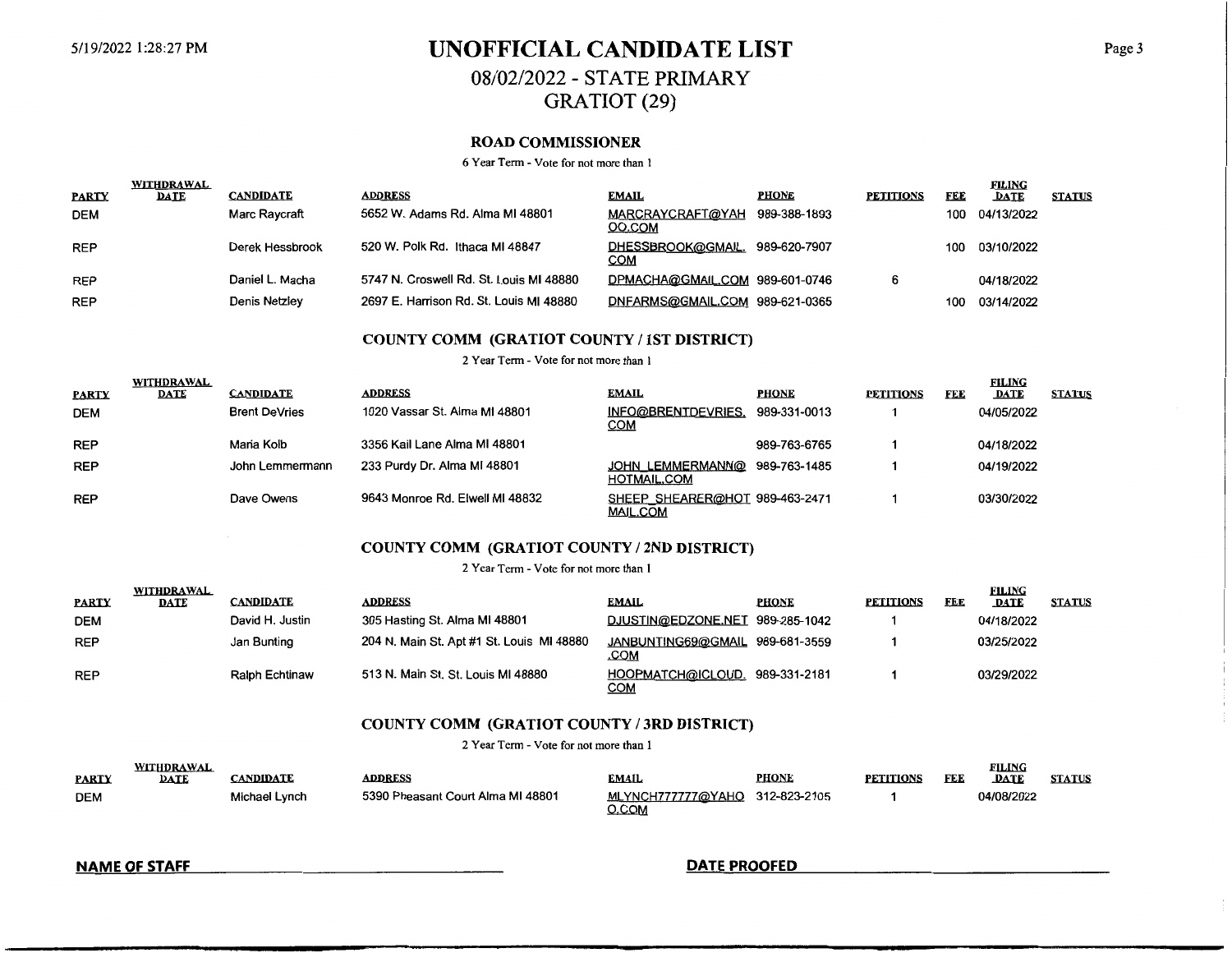# UNOFFICIAL CANDIDATE LIST

## 08/02/2022 - STATE PRIMARY

## GRATIOT (29)

### ROAD COMMISSIONER

6 Year Term - Vote for not more than 1

| PARTY | WITHDRAWAL DATE | CANDIDATE | ADDRESS | EMAIL | PHONE | PETITIONS | FEE | FILING DATE | STATUS |
|---|---|---|---|---|---|---|---|---|---|
| DEM | | Marc Raycraft | 5652 W. Adams Rd. Alma MI 48801 | MARCRAYCRAFT@YAHOO.COM | 989-388-1893 | | 100 | 04/13/2022 | |
| REP | | Derek Hessbrook | 520 W. Polk Rd. Ithaca MI 48847 | DHESSBROOK@GMAIL.COM | 989-620-7907 | | 100 | 03/10/2022 | |
| REP | | Daniel L. Macha | 5747 N. Croswell Rd. St. Louis MI 48880 | DPMACHA@GMAIL.COM | 989-601-0746 | 6 | | 04/18/2022 | |
| REP | | Denis Netzley | 2697 E. Harrison Rd. St. Louis MI 48880 | DNFARMS@GMAIL.COM | 989-621-0365 | | 100 | 03/14/2022 | |

### COUNTY COMM (GRATIOT COUNTY / 1ST DISTRICT)

2 Year Term - Vote for not more than 1

| PARTY | WITHDRAWAL DATE | CANDIDATE | ADDRESS | EMAIL | PHONE | PETITIONS | FEE | FILING DATE | STATUS |
|---|---|---|---|---|---|---|---|---|---|
| DEM | | Brent DeVries | 1020 Vassar St. Alma MI 48801 | INFO@BRENTDEVRIES.COM | 989-331-0013 | 1 | | 04/05/2022 | |
| REP | | Maria Kolb | 3356 Kail Lane Alma MI 48801 | | 989-763-6765 | 1 | | 04/18/2022 | |
| REP | | John Lemmermann | 233 Purdy Dr. Alma MI 48801 | JOHN_LEMMERMANN@HOTMAIL.COM | 989-763-1485 | 1 | | 04/19/2022 | |
| REP | | Dave Owens | 9643 Monroe Rd. Elwell MI 48832 | SHEEP_SHEARER@HOTMAIL.COM | 989-463-2471 | 1 | | 03/30/2022 | |

### COUNTY COMM (GRATIOT COUNTY / 2ND DISTRICT)

2 Year Term - Vote for not more than 1

| PARTY | WITHDRAWAL DATE | CANDIDATE | ADDRESS | EMAIL | PHONE | PETITIONS | FEE | FILING DATE | STATUS |
|---|---|---|---|---|---|---|---|---|---|
| DEM | | David H. Justin | 305 Hasting St. Alma MI 48801 | DJUSTIN@EDZONE.NET | 989-285-1042 | 1 | | 04/18/2022 | |
| REP | | Jan Bunting | 204 N. Main St. Apt #1 St. Louis MI 48880 | JANBUNTING69@GMAIL.COM | 989-681-3559 | 1 | | 03/25/2022 | |
| REP | | Ralph Echtinaw | 513 N. Main St. St. Louis MI 48880 | HOOPMATCH@ICLOUD.COM | 989-331-2181 | 1 | | 03/29/2022 | |

### COUNTY COMM (GRATIOT COUNTY / 3RD DISTRICT)

2 Year Term - Vote for not more than 1

| PARTY | WITHDRAWAL DATE | CANDIDATE | ADDRESS | EMAIL | PHONE | PETITIONS | FEE | FILING DATE | STATUS |
|---|---|---|---|---|---|---|---|---|---|
| DEM | | Michael Lynch | 5390 Pheasant Court Alma MI 48801 | MLYNCH777777@YAHOO.COM | 312-823-2105 | 1 | | 04/08/2022 | |

**NAME OF STAFF** ____________________ **DATE PROOFED** ____________________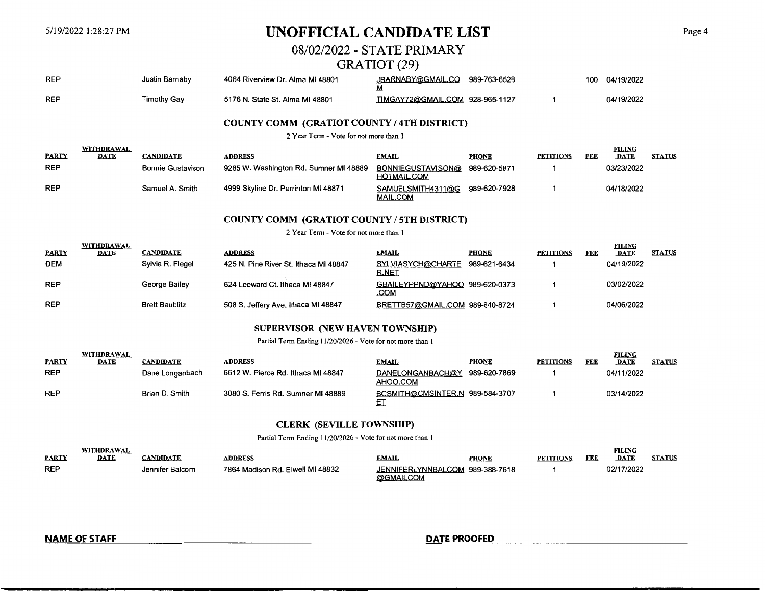# UNOFFICIAL CANDIDATE LIST

## 08/02/2022 - STATE PRIMARY

## GRATIOT (29)

| PARTY | WITHDRAWAL DATE | CANDIDATE | ADDRESS | EMAIL | PHONE | PETITIONS | FEE | FILING DATE | STATUS |
|---|---|---|---|---|---|---|---|---|---|
| REP | | Justin Barnaby | 4064 Riverview Dr. Alma MI 48801 | JBARNABY@GMAIL.COM | 989-763-6528 | | 100 | 04/19/2022 | |
| REP | | Timothy Gay | 5176 N. State St. Alma MI 48801 | TIMGAY72@GMAIL.COM | 928-965-1127 | 1 | | 04/19/2022 | |

### COUNTY COMM (GRATIOT COUNTY / 4TH DISTRICT)

2 Year Term - Vote for not more than 1

| PARTY | WITHDRAWAL DATE | CANDIDATE | ADDRESS | EMAIL | PHONE | PETITIONS | FEE | FILING DATE | STATUS |
|---|---|---|---|---|---|---|---|---|---|
| REP | | Bonnie Gustavison | 9285 W. Washington Rd. Sumner MI 48889 | BONNIEGUSTAVISON@HOTMAIL.COM | 989-620-5871 | 1 | | 03/23/2022 | |
| REP | | Samuel A. Smith | 4999 Skyline Dr. Perrinton MI 48871 | SAMUELSMITH4311@GMAIL.COM | 989-620-7928 | 1 | | 04/18/2022 | |

### COUNTY COMM (GRATIOT COUNTY / 5TH DISTRICT)

2 Year Term - Vote for not more than 1

| PARTY | WITHDRAWAL DATE | CANDIDATE | ADDRESS | EMAIL | PHONE | PETITIONS | FEE | FILING DATE | STATUS |
|---|---|---|---|---|---|---|---|---|---|
| DEM | | Sylvia R. Flegel | 425 N. Pine River St. Ithaca MI 48847 | SYLVIASYCH@CHARTER.NET | 989-621-6434 | 1 | | 04/19/2022 | |
| REP | | George Bailey | 624 Leeward Ct. Ithaca MI 48847 | GBAILEYPPND@YAHOO.COM | 989-620-0373 | 1 | | 03/02/2022 | |
| REP | | Brett Baublitz | 508 S. Jeffery Ave. Ithaca MI 48847 | BRETTB57@GMAIL.COM | 989-640-8724 | 1 | | 04/06/2022 | |

### SUPERVISOR (NEW HAVEN TOWNSHIP)

Partial Term Ending 11/20/2026 - Vote for not more than 1

| PARTY | WITHDRAWAL DATE | CANDIDATE | ADDRESS | EMAIL | PHONE | PETITIONS | FEE | FILING DATE | STATUS |
|---|---|---|---|---|---|---|---|---|---|
| REP | | Dane Longanbach | 6612 W. Pierce Rd. Ithaca MI 48847 | DANELONGANBACH@YAHOO.COM | 989-620-7869 | 1 | | 04/11/2022 | |
| REP | | Brian D. Smith | 3080 S. Ferris Rd. Sumner MI 48889 | BCSMITH@CMSINTER.NET | 989-584-3707 | 1 | | 03/14/2022 | |

### CLERK (SEVILLE TOWNSHIP)

Partial Term Ending 11/20/2026 - Vote for not more than 1

| PARTY | WITHDRAWAL DATE | CANDIDATE | ADDRESS | EMAIL | PHONE | PETITIONS | FEE | FILING DATE | STATUS |
|---|---|---|---|---|---|---|---|---|---|
| REP | | Jennifer Balcom | 7864 Madison Rd. Elwell MI 48832 | JENNIFERLYNNBALCOM@GMAILCOM | 989-388-7618 | 1 | | 02/17/2022 | |

**NAME OF STAFF** ______________________ **DATE PROOFED** ______________________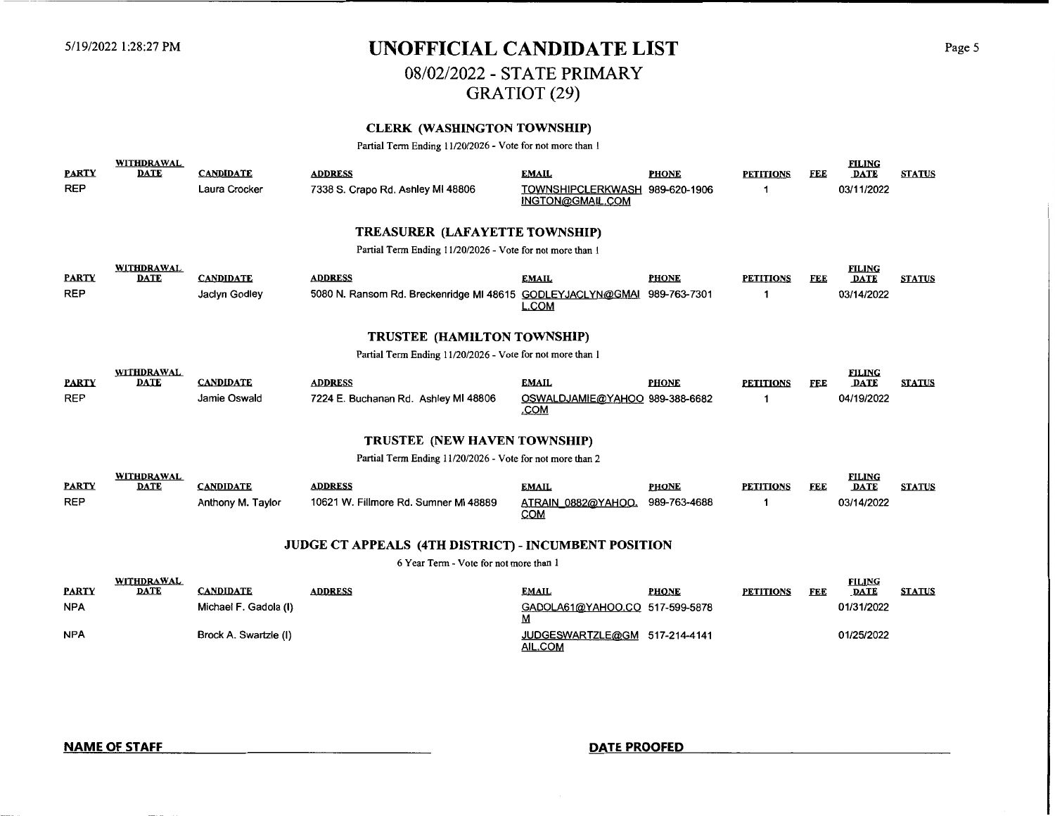# UNOFFICIAL CANDIDATE LIST

## 08/02/2022 - STATE PRIMARY

## GRATIOT (29)

### CLERK (WASHINGTON TOWNSHIP)

Partial Term Ending 11/20/2026 - Vote for not more than 1

| PARTY | WITHDRAWAL DATE | CANDIDATE | ADDRESS | EMAIL | PHONE | PETITIONS | FEE | FILING DATE | STATUS |
|---|---|---|---|---|---|---|---|---|---|
| REP | | Laura Crocker | 7338 S. Crapo Rd. Ashley MI 48806 | TOWNSHIPCLERKWASHINGTON@GMAIL.COM | 989-620-1906 | 1 | | 03/11/2022 | |

### TREASURER (LAFAYETTE TOWNSHIP)

Partial Term Ending 11/20/2026 - Vote for not more than 1

| PARTY | WITHDRAWAL DATE | CANDIDATE | ADDRESS | EMAIL | PHONE | PETITIONS | FEE | FILING DATE | STATUS |
|---|---|---|---|---|---|---|---|---|---|
| REP | | Jaclyn Godley | 5080 N. Ransom Rd. Breckenridge MI 48615 | GODLEYJACLYN@GMAIL.COM | 989-763-7301 | 1 | | 03/14/2022 | |

### TRUSTEE (HAMILTON TOWNSHIP)

Partial Term Ending 11/20/2026 - Vote for not more than 1

| PARTY | WITHDRAWAL DATE | CANDIDATE | ADDRESS | EMAIL | PHONE | PETITIONS | FEE | FILING DATE | STATUS |
|---|---|---|---|---|---|---|---|---|---|
| REP | | Jamie Oswald | 7224 E. Buchanan Rd. Ashley MI 48806 | OSWALDJAMIE@YAHOO.COM | 989-388-6682 | 1 | | 04/19/2022 | |

### TRUSTEE (NEW HAVEN TOWNSHIP)

Partial Term Ending 11/20/2026 - Vote for not more than 2

| PARTY | WITHDRAWAL DATE | CANDIDATE | ADDRESS | EMAIL | PHONE | PETITIONS | FEE | FILING DATE | STATUS |
|---|---|---|---|---|---|---|---|---|---|
| REP | | Anthony M. Taylor | 10621 W. Fillmore Rd. Sumner MI 48889 | ATRAIN_0882@YAHOO.COM | 989-763-4688 | 1 | | 03/14/2022 | |

### JUDGE CT APPEALS (4TH DISTRICT) - INCUMBENT POSITION

6 Year Term - Vote for not more than 1

| PARTY | WITHDRAWAL DATE | CANDIDATE | ADDRESS | EMAIL | PHONE | PETITIONS | FEE | FILING DATE | STATUS |
|---|---|---|---|---|---|---|---|---|---|
| NPA | | Michael F. Gadola (I) | | GADOLA61@YAHOO.COM | 517-599-5878 | | | 01/31/2022 | |
| NPA | | Brock A. Swartzle (I) | | JUDGESWARTZLE@GMAIL.COM | 517-214-4141 | | | 01/25/2022 | |

**NAME OF STAFF** ______________________ **DATE PROOFED** ______________________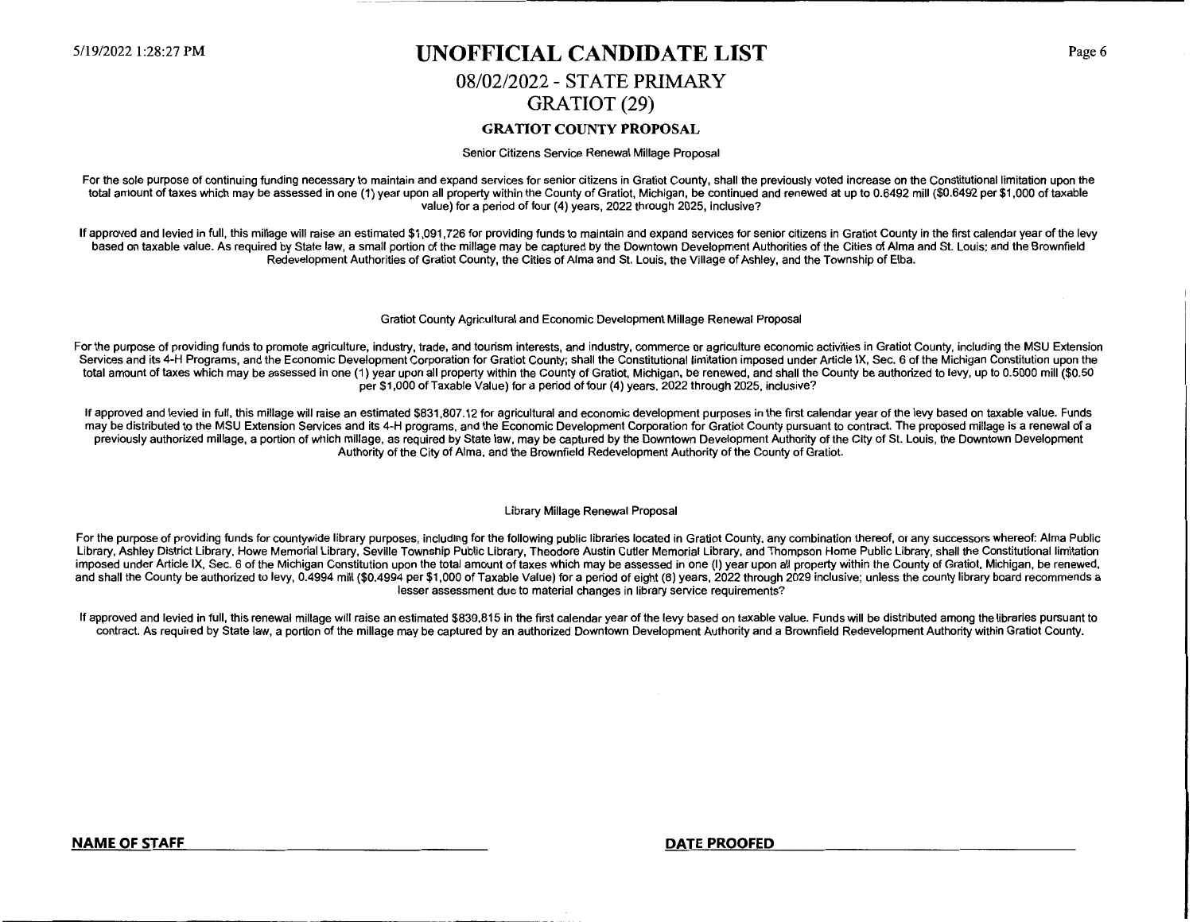# UNOFFICIAL CANDIDATE LIST

## 08/02/2022 - STATE PRIMARY

## GRATIOT (29)

### GRATIOT COUNTY PROPOSAL

Senior Citizens Service Renewal Millage Proposal

For the sole purpose of continuing funding necessary to maintain and expand services for senior citizens in Gratiot County, shall the previously voted increase on the Constitutional limitation upon the total amount of taxes which may be assessed in one (1) year upon all property within the County of Gratiot, Michigan, be continued and renewed at up to 0.6492 mill ($0.6492 per $1,000 of taxable value) for a period of four (4) years, 2022 through 2025, inclusive?

If approved and levied in full, this millage will raise an estimated $1,091,726 for providing funds to maintain and expand services for senior citizens in Gratiot County in the first calendar year of the levy based on taxable value. As required by State law, a small portion of the millage may be captured by the Downtown Development Authorities of the Cities of Alma and St. Louis; and the Brownfield Redevelopment Authorities of Gratiot County, the Cities of Alma and St. Louis, the Village of Ashley, and the Township of Elba.

Gratiot County Agricultural and Economic Development Millage Renewal Proposal

For the purpose of providing funds to promote agriculture, industry, trade, and tourism interests, and industry, commerce or agriculture economic activities in Gratiot County, including the MSU Extension Services and its 4-H Programs, and the Economic Development Corporation for Gratiot County; shall the Constitutional limitation imposed under Article IX, Sec. 6 of the Michigan Constitution upon the total amount of taxes which may be assessed in one (1) year upon all property within the County of Gratiot, Michigan, be renewed, and shall the County be authorized to levy, up to 0.5000 mill ($0.50 per $1,000 of Taxable Value) for a period of four (4) years, 2022 through 2025, inclusive?

If approved and levied in full, this millage will raise an estimated $831,807.12 for agricultural and economic development purposes in the first calendar year of the levy based on taxable value. Funds may be distributed to the MSU Extension Services and its 4-H programs, and the Economic Development Corporation for Gratiot County pursuant to contract. The proposed millage is a renewal of a previously authorized millage, a portion of which millage, as required by State law, may be captured by the Downtown Development Authority of the City of St. Louis, the Downtown Development Authority of the City of Alma, and the Brownfield Redevelopment Authority of the County of Gratiot.

Library Millage Renewal Proposal

For the purpose of providing funds for countywide library purposes, including for the following public libraries located in Gratiot County, any combination thereof, or any successors whereof: Alma Public Library, Ashley District Library, Howe Memorial Library, Seville Township Public Library, Theodore Austin Cutler Memorial Library, and Thompson Home Public Library, shall the Constitutional limitation imposed under Article IX, Sec. 6 of the Michigan Constitution upon the total amount of taxes which may be assessed in one (I) year upon all property within the County of Gratiot, Michigan, be renewed, and shall the County be authorized to levy, 0.4994 mill ($0.4994 per $1,000 of Taxable Value) for a period of eight (8) years, 2022 through 2029 inclusive; unless the county library board recommends a lesser assessment due to material changes in library service requirements?

If approved and levied in full, this renewal millage will raise an estimated $839,815 in the first calendar year of the levy based on taxable value. Funds will be distributed among the libraries pursuant to contract. As required by State law, a portion of the millage may be captured by an authorized Downtown Development Authority and a Brownfield Redevelopment Authority within Gratiot County.

**NAME OF STAFF** ______________________ **DATE PROOFED** ______________________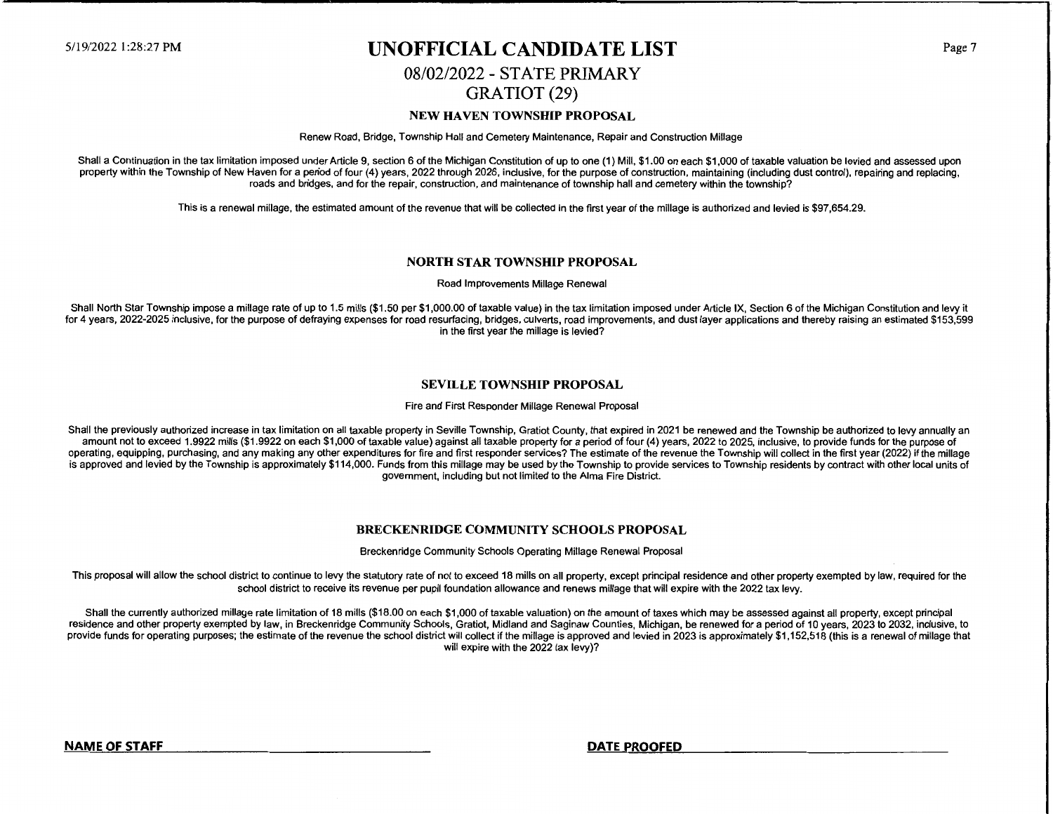# UNOFFICIAL CANDIDATE LIST

## 08/02/2022 - STATE PRIMARY

## GRATIOT (29)

### NEW HAVEN TOWNSHIP PROPOSAL

Renew Road, Bridge, Township Hall and Cemetery Maintenance, Repair and Construction Millage

Shall a Continuation in the tax limitation imposed under Article 9, section 6 of the Michigan Constitution of up to one (1) Mill, $1.00 on each $1,000 of taxable valuation be levied and assessed upon property within the Township of New Haven for a period of four (4) years, 2022 through 2026, inclusive, for the purpose of construction, maintaining (including dust control), repairing and replacing, roads and bridges, and for the repair, construction, and maintenance of township hall and cemetery within the township?

This is a renewal millage, the estimated amount of the revenue that will be collected in the first year of the millage is authorized and levied is $97,654.29.

### NORTH STAR TOWNSHIP PROPOSAL

Road Improvements Millage Renewal

Shall North Star Township impose a millage rate of up to 1.5 mills ($1.50 per $1,000.00 of taxable value) in the tax limitation imposed under Article IX, Section 6 of the Michigan Constitution and levy it for 4 years, 2022-2025 inclusive, for the purpose of defraying expenses for road resurfacing, bridges, culverts, road improvements, and dust layer applications and thereby raising an estimated $153,599 in the first year the millage is levied?

### SEVILLE TOWNSHIP PROPOSAL

Fire and First Responder Millage Renewal Proposal

Shall the previously authorized increase in tax limitation on all taxable property in Seville Township, Gratiot County, that expired in 2021 be renewed and the Township be authorized to levy annually an amount not to exceed 1.9922 mills ($1.9922 on each $1,000 of taxable value) against all taxable property for a period of four (4) years, 2022 to 2025, inclusive, to provide funds for the purpose of operating, equipping, purchasing, and any making any other expenditures for fire and first responder services? The estimate of the revenue the Township will collect in the first year (2022) if the millage is approved and levied by the Township is approximately $114,000. Funds from this millage may be used by the Township to provide services to Township residents by contract with other local units of government, including but not limited to the Alma Fire District.

### BRECKENRIDGE COMMUNITY SCHOOLS PROPOSAL

Breckenridge Community Schools Operating Millage Renewal Proposal

This proposal will allow the school district to continue to levy the statutory rate of not to exceed 18 mills on all property, except principal residence and other property exempted by law, required for the school district to receive its revenue per pupil foundation allowance and renews millage that will expire with the 2022 tax levy.

Shall the currently authorized millage rate limitation of 18 mills ($18.00 on each $1,000 of taxable valuation) on the amount of taxes which may be assessed against all property, except principal residence and other property exempted by law, in Breckenridge Community Schools, Gratiot, Midland and Saginaw Counties, Michigan, be renewed for a period of 10 years, 2023 to 2032, inclusive, to provide funds for operating purposes; the estimate of the revenue the school district will collect if the millage is approved and levied in 2023 is approximately $1,152,518 (this is a renewal of millage that will expire with the 2022 tax levy)?

**NAME OF STAFF** ______________________ **DATE PROOFED** ______________________